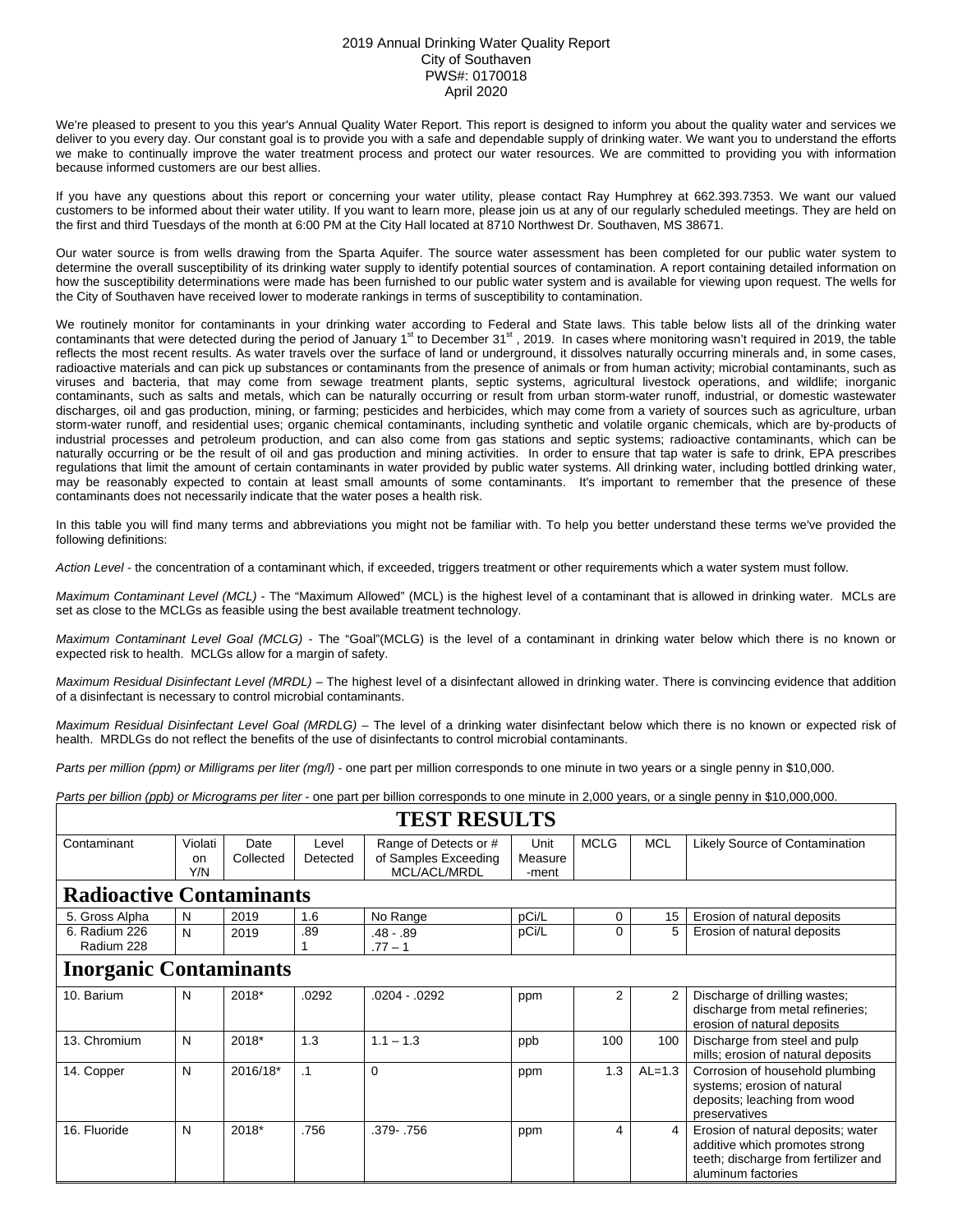# 2019 Annual Drinking Water Quality Report
## City of Southaven
## PWS#: 0170018
## April 2020

We're pleased to present to you this year's Annual Quality Water Report. This report is designed to inform you about the quality water and services we deliver to you every day. Our constant goal is to provide you with a safe and dependable supply of drinking water. We want you to understand the efforts we make to continually improve the water treatment process and protect our water resources. We are committed to providing you with information because informed customers are our best allies.

If you have any questions about this report or concerning your water utility, please contact Ray Humphrey at 662.393.7353. We want our valued customers to be informed about their water utility. If you want to learn more, please join us at any of our regularly scheduled meetings. They are held on the first and third Tuesdays of the month at 6:00 PM at the City Hall located at 8710 Northwest Dr. Southaven, MS 38671.

Our water source is from wells drawing from the Sparta Aquifer. The source water assessment has been completed for our public water system to determine the overall susceptibility of its drinking water supply to identify potential sources of contamination. A report containing detailed information on how the susceptibility determinations were made has been furnished to our public water system and is available for viewing upon request. The wells for the City of Southaven have received lower to moderate rankings in terms of susceptibility to contamination.

We routinely monitor for contaminants in your drinking water according to Federal and State laws. This table below lists all of the drinking water contaminants that were detected during the period of January 1st to December 31st , 2019. In cases where monitoring wasn't required in 2019, the table reflects the most recent results. As water travels over the surface of land or underground, it dissolves naturally occurring minerals and, in some cases, radioactive materials and can pick up substances or contaminants from the presence of animals or from human activity; microbial contaminants, such as viruses and bacteria, that may come from sewage treatment plants, septic systems, agricultural livestock operations, and wildlife; inorganic contaminants, such as salts and metals, which can be naturally occurring or result from urban storm-water runoff, industrial, or domestic wastewater discharges, oil and gas production, mining, or farming; pesticides and herbicides, which may come from a variety of sources such as agriculture, urban storm-water runoff, and residential uses; organic chemical contaminants, including synthetic and volatile organic chemicals, which are by-products of industrial processes and petroleum production, and can also come from gas stations and septic systems; radioactive contaminants, which can be naturally occurring or be the result of oil and gas production and mining activities. In order to ensure that tap water is safe to drink, EPA prescribes regulations that limit the amount of certain contaminants in water provided by public water systems. All drinking water, including bottled drinking water, may be reasonably expected to contain at least small amounts of some contaminants. It's important to remember that the presence of these contaminants does not necessarily indicate that the water poses a health risk.

In this table you will find many terms and abbreviations you might not be familiar with. To help you better understand these terms we've provided the following definitions:

*Action Level* - the concentration of a contaminant which, if exceeded, triggers treatment or other requirements which a water system must follow.

*Maximum Contaminant Level (MCL)* - The "Maximum Allowed" (MCL) is the highest level of a contaminant that is allowed in drinking water. MCLs are set as close to the MCLGs as feasible using the best available treatment technology.

*Maximum Contaminant Level Goal (MCLG)* - The "Goal"(MCLG) is the level of a contaminant in drinking water below which there is no known or expected risk to health. MCLGs allow for a margin of safety.

*Maximum Residual Disinfectant Level (MRDL)* – The highest level of a disinfectant allowed in drinking water. There is convincing evidence that addition of a disinfectant is necessary to control microbial contaminants.

*Maximum Residual Disinfectant Level Goal (MRDLG)* – The level of a drinking water disinfectant below which there is no known or expected risk of health. MRDLGs do not reflect the benefits of the use of disinfectants to control microbial contaminants.

*Parts per million (ppm) or Milligrams per liter (mg/l)* - one part per million corresponds to one minute in two years or a single penny in $10,000.

*Parts per billion (ppb) or Micrograms per liter* - one part per billion corresponds to one minute in 2,000 years, or a single penny in $10,000,000.

**TEST RESULTS**

| Contaminant | Violation Y/N | Date Collected | Level Detected | Range of Detects or # of Samples Exceeding MCL/ACL/MRDL | Unit Measurement | MCLG | MCL | Likely Source of Contamination |
|---|---|---|---|---|---|---|---|---|
| **Radioactive Contaminants** | | | | | | | | |
| 5. Gross Alpha | N | 2019 | 1.6 | No Range | pCi/L | 0 | 15 | Erosion of natural deposits |
| 6. Radium 226 Radium 228 | N | 2019 | .89 1 | .48 - .89 .77 – 1 | pCi/L | 0 | 5 | Erosion of natural deposits |
| **Inorganic Contaminants** | | | | | | | | |
| 10. Barium | N | 2018* | .0292 | .0204 - .0292 | ppm | 2 | 2 | Discharge of drilling wastes; discharge from metal refineries; erosion of natural deposits |
| 13. Chromium | N | 2018* | 1.3 | 1.1 – 1.3 | ppb | 100 | 100 | Discharge from steel and pulp mills; erosion of natural deposits |
| 14. Copper | N | 2016/18* | .1 | 0 | ppm | 1.3 | AL=1.3 | Corrosion of household plumbing systems; erosion of natural deposits; leaching from wood preservatives |
| 16. Fluoride | N | 2018* | .756 | .379- .756 | ppm | 4 | 4 | Erosion of natural deposits; water additive which promotes strong teeth; discharge from fertilizer and aluminum factories |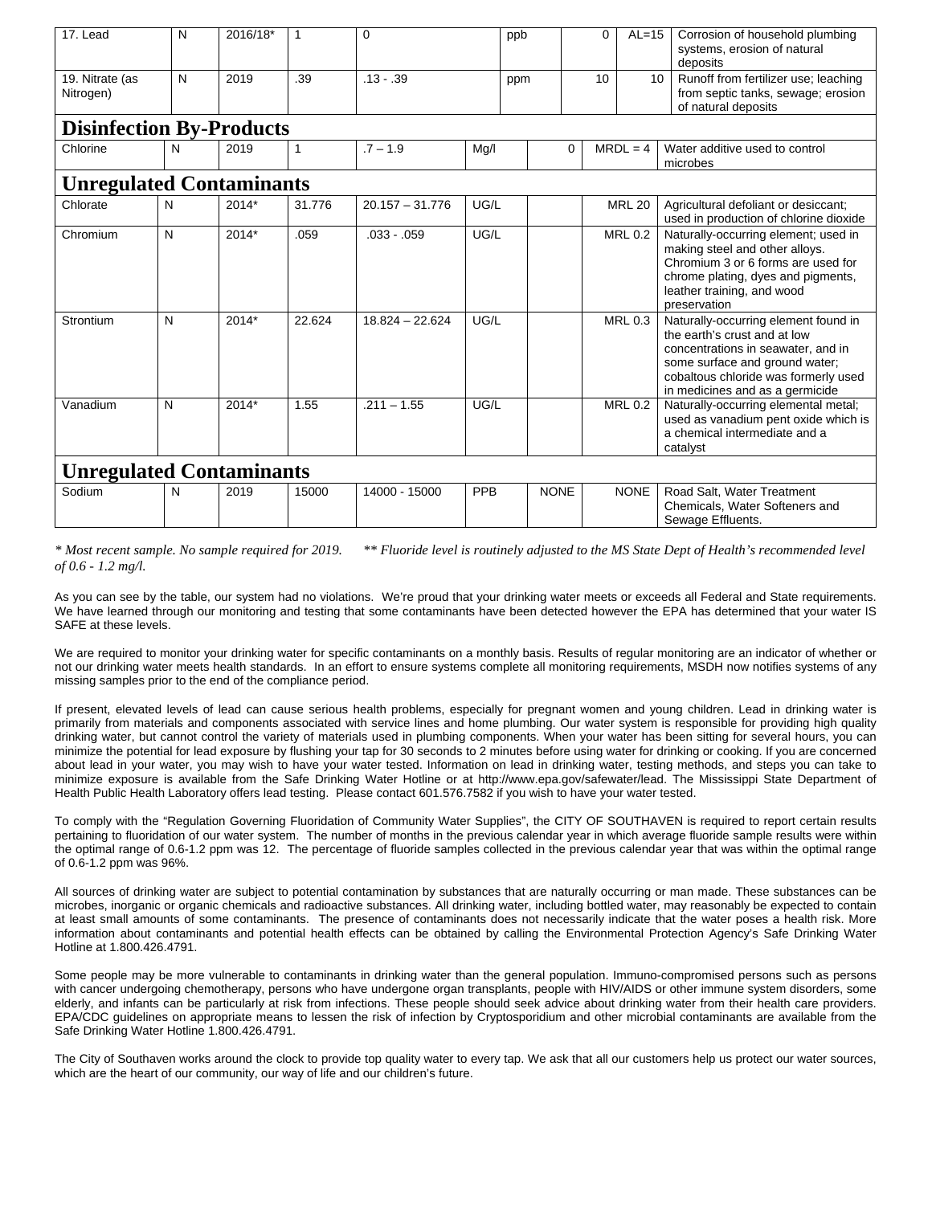| | | | | | | | | |
|---|---|---|---|---|---|---|---|---|
| 17. Lead | N | 2016/18* | 1 | 0 | ppb | 0 | AL=15 | Corrosion of household plumbing systems, erosion of natural deposits |
| 19. Nitrate (as Nitrogen) | N | 2019 | .39 | .13 - .39 | ppm | 10 | 10 | Runoff from fertilizer use; leaching from septic tanks, sewage; erosion of natural deposits |
| **Disinfection By-Products** | | | | | | | | |
| Chlorine | N | 2019 | 1 | .7 – 1.9 | Mg/l | 0 | MRDL = 4 | Water additive used to control microbes |
| **Unregulated Contaminants** | | | | | | | | |
| Chlorate | N | 2014* | 31.776 | 20.157 – 31.776 | UG/L | | MRL 20 | Agricultural defoliant or desiccant; used in production of chlorine dioxide |
| Chromium | N | 2014* | .059 | .033 - .059 | UG/L | | MRL 0.2 | Naturally-occurring element; used in making steel and other alloys. Chromium 3 or 6 forms are used for chrome plating, dyes and pigments, leather training, and wood preservation |
| Strontium | N | 2014* | 22.624 | 18.824 – 22.624 | UG/L | | MRL 0.3 | Naturally-occurring element found in the earth's crust and at low concentrations in seawater, and in some surface and ground water; cobaltous chloride was formerly used in medicines and as a germicide |
| Vanadium | N | 2014* | 1.55 | .211 – 1.55 | UG/L | | MRL 0.2 | Naturally-occurring elemental metal; used as vanadium pent oxide which is a chemical intermediate and a catalyst |
| **Unregulated Contaminants** | | | | | | | | |
| Sodium | N | 2019 | 15000 | 14000 - 15000 | PPB | NONE | NONE | Road Salt, Water Treatment Chemicals, Water Softeners and Sewage Effluents. |

*\* Most recent sample. No sample required for 2019.      \*\* Fluoride level is routinely adjusted to the MS State Dept of Health's recommended level of 0.6 - 1.2 mg/l.*

As you can see by the table, our system had no violations. We're proud that your drinking water meets or exceeds all Federal and State requirements. We have learned through our monitoring and testing that some contaminants have been detected however the EPA has determined that your water IS SAFE at these levels.

We are required to monitor your drinking water for specific contaminants on a monthly basis. Results of regular monitoring are an indicator of whether or not our drinking water meets health standards. In an effort to ensure systems complete all monitoring requirements, MSDH now notifies systems of any missing samples prior to the end of the compliance period.

If present, elevated levels of lead can cause serious health problems, especially for pregnant women and young children. Lead in drinking water is primarily from materials and components associated with service lines and home plumbing. Our water system is responsible for providing high quality drinking water, but cannot control the variety of materials used in plumbing components. When your water has been sitting for several hours, you can minimize the potential for lead exposure by flushing your tap for 30 seconds to 2 minutes before using water for drinking or cooking. If you are concerned about lead in your water, you may wish to have your water tested. Information on lead in drinking water, testing methods, and steps you can take to minimize exposure is available from the Safe Drinking Water Hotline or at http://www.epa.gov/safewater/lead. The Mississippi State Department of Health Public Health Laboratory offers lead testing. Please contact 601.576.7582 if you wish to have your water tested.

To comply with the "Regulation Governing Fluoridation of Community Water Supplies", the CITY OF SOUTHAVEN is required to report certain results pertaining to fluoridation of our water system. The number of months in the previous calendar year in which average fluoride sample results were within the optimal range of 0.6-1.2 ppm was 12. The percentage of fluoride samples collected in the previous calendar year that was within the optimal range of 0.6-1.2 ppm was 96%.

All sources of drinking water are subject to potential contamination by substances that are naturally occurring or man made. These substances can be microbes, inorganic or organic chemicals and radioactive substances. All drinking water, including bottled water, may reasonably be expected to contain at least small amounts of some contaminants. The presence of contaminants does not necessarily indicate that the water poses a health risk. More information about contaminants and potential health effects can be obtained by calling the Environmental Protection Agency's Safe Drinking Water Hotline at 1.800.426.4791.

Some people may be more vulnerable to contaminants in drinking water than the general population. Immuno-compromised persons such as persons with cancer undergoing chemotherapy, persons who have undergone organ transplants, people with HIV/AIDS or other immune system disorders, some elderly, and infants can be particularly at risk from infections. These people should seek advice about drinking water from their health care providers. EPA/CDC guidelines on appropriate means to lessen the risk of infection by Cryptosporidium and other microbial contaminants are available from the Safe Drinking Water Hotline 1.800.426.4791.

The City of Southaven works around the clock to provide top quality water to every tap. We ask that all our customers help us protect our water sources, which are the heart of our community, our way of life and our children's future.